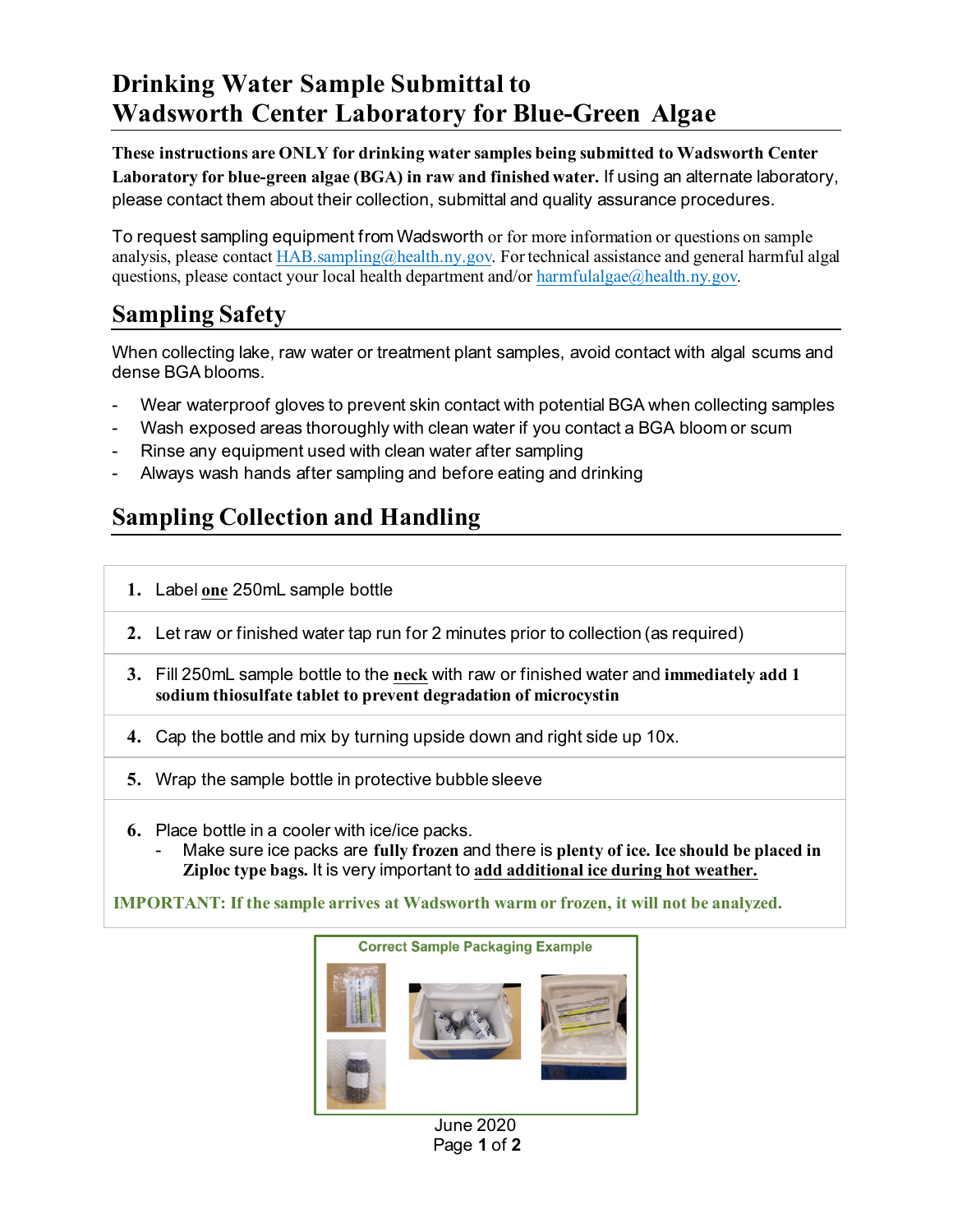# Drinking Water Sample Submittal to Wadsworth Center Laboratory for Blue-Green Algae

**These instructions are ONLY for drinking water samples being submitted to Wadsworth Center Laboratory for blue-green algae (BGA) in raw and finished water.** If using an alternate laboratory, please contact them about their collection, submittal and quality assurance procedures.

To request sampling equipment from Wadsworth or for more information or questions on sample analysis, please contact HAB.sampling@health.ny.gov. For technical assistance and general harmful algal questions, please contact your local health department and/or harmfulalgae@health.ny.gov.

## Sampling Safety

When collecting lake, raw water or treatment plant samples, avoid contact with algal scums and dense BGA blooms.

- Wear waterproof gloves to prevent skin contact with potential BGA when collecting samples
- Wash exposed areas thoroughly with clean water if you contact a BGA bloom or scum
- Rinse any equipment used with clean water after sampling
- Always wash hands after sampling and before eating and drinking

## Sampling Collection and Handling

1. Label **one** 250mL sample bottle
2. Let raw or finished water tap run for 2 minutes prior to collection (as required)
3. Fill 250mL sample bottle to the **neck** with raw or finished water and **immediately add 1 sodium thiosulfate tablet to prevent degradation of microcystin**
4. Cap the bottle and mix by turning upside down and right side up 10x.
5. Wrap the sample bottle in protective bubble sleeve
6. Place bottle in a cooler with ice/ice packs.
   - Make sure ice packs are **fully frozen** and there is **plenty of ice. Ice should be placed in Ziploc type bags.** It is very important to **add additional ice during hot weather.**

**IMPORTANT: If the sample arrives at Wadsworth warm or frozen, it will not be analyzed.**

Correct Sample Packaging Example

June 2020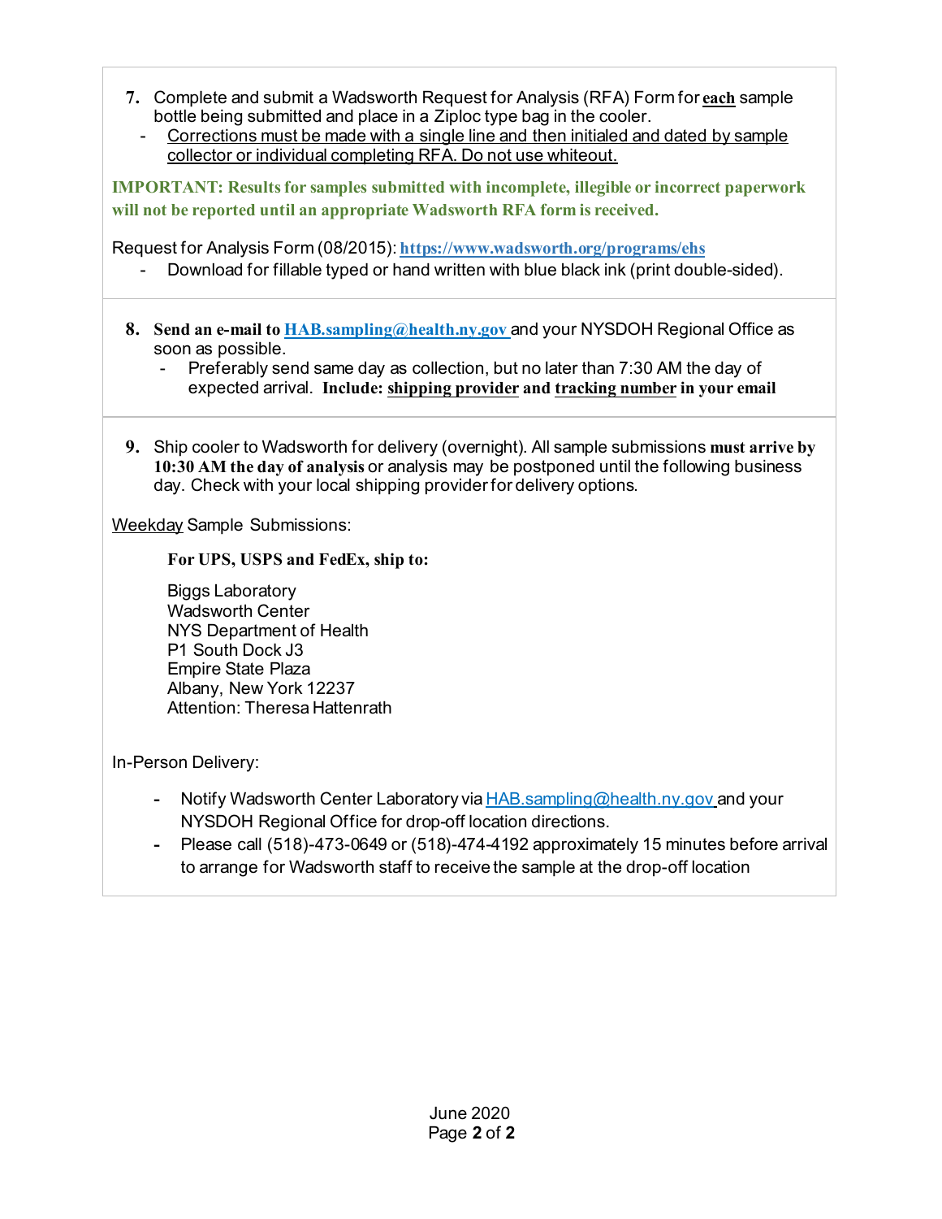7. Complete and submit a Wadsworth Request for Analysis (RFA) Form for **each** sample bottle being submitted and place in a Ziploc type bag in the cooler.
   - Corrections must be made with a single line and then initialed and dated by sample collector or individual completing RFA. Do not use whiteout.

**IMPORTANT: Results for samples submitted with incomplete, illegible or incorrect paperwork will not be reported until an appropriate Wadsworth RFA form is received.**

Request for Analysis Form (08/2015): **https://www.wadsworth.org/programs/ehs**

- Download for fillable typed or hand written with blue black ink (print double-sided).

8. **Send an e-mail to HAB.sampling@health.ny.gov** and your NYSDOH Regional Office as soon as possible.
   - Preferably send same day as collection, but no later than 7:30 AM the day of expected arrival. **Include: shipping provider and tracking number in your email**

9. Ship cooler to Wadsworth for delivery (overnight). All sample submissions **must arrive by 10:30 AM the day of analysis** or analysis may be postponed until the following business day. Check with your local shipping provider for delivery options.

Weekday Sample Submissions:

**For UPS, USPS and FedEx, ship to:**

Biggs Laboratory
Wadsworth Center
NYS Department of Health
P1 South Dock J3
Empire State Plaza
Albany, New York 12237
Attention: Theresa Hattenrath

In-Person Delivery:

- Notify Wadsworth Center Laboratory via HAB.sampling@health.ny.gov and your NYSDOH Regional Office for drop-off location directions.
- Please call (518)-473-0649 or (518)-474-4192 approximately 15 minutes before arrival to arrange for Wadsworth staff to receive the sample at the drop-off location

June 2020